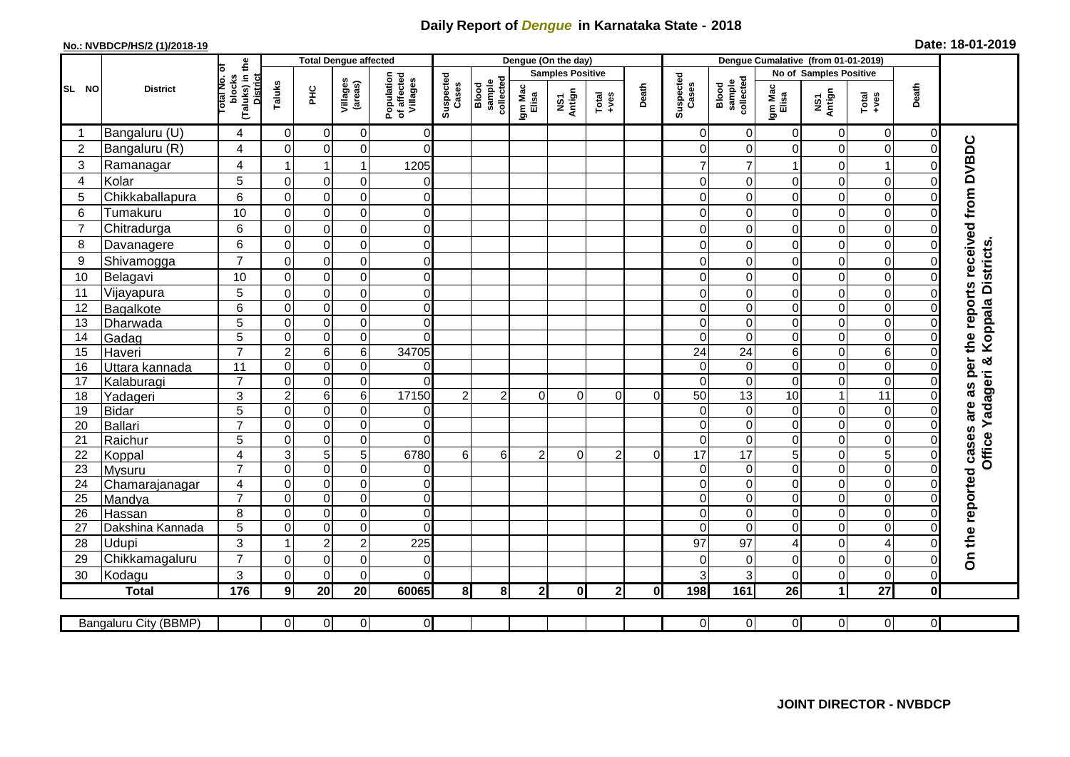# Daily Report of *Dengue* in Karnataka State - 2018

**No.: NVBDCP/HS/2 (1)/2018-19**

**Date: 18-01-2019**

| SL NO | District | Total No. of blocks (Taluks) in the District | Total Dengue affected | | | | Dengue (On the day) | | | | | | | Dengue Cumalative (from 01-01-2019) | | | | | | | |
|---|---|---|---|---|---|---|---|---|---|---|---|---|---|---|---|---|---|---|---|---|
| | | | Taluks | PHC | Villages (areas) | Population of affected Villages | Suspected Cases | Blood sample collected | Samples Positive | | | Death | Suspected Cases | Blood sample collected | No of Samples Positive | | | Death | |
| | | | | | | | | | Igm Mac Elisa | NS1 Antign | Total +ves | | | | Igm Mac Elisa | NS1 Antign | Total +ves | | |
| 1 | Bangaluru (U) | 4 | 0 | 0 | 0 | 0 | | | | | | | 0 | 0 | 0 | 0 | 0 | 0 | On the reported cases are as per the reports received from DVBDC Office Yadageri & Koppala Districts. |
| 2 | Bangaluru (R) | 4 | 0 | 0 | 0 | 0 | | | | | | | 0 | 0 | 0 | 0 | 0 | 0 | |
| 3 | Ramanagar | 4 | 1 | 1 | 1 | 1205 | | | | | | | 7 | 7 | 1 | 0 | 1 | 0 | |
| 4 | Kolar | 5 | 0 | 0 | 0 | 0 | | | | | | | 0 | 0 | 0 | 0 | 0 | 0 | |
| 5 | Chikkaballapura | 6 | 0 | 0 | 0 | 0 | | | | | | | 0 | 0 | 0 | 0 | 0 | 0 | |
| 6 | Tumakuru | 10 | 0 | 0 | 0 | 0 | | | | | | | 0 | 0 | 0 | 0 | 0 | 0 | |
| 7 | Chitradurga | 6 | 0 | 0 | 0 | 0 | | | | | | | 0 | 0 | 0 | 0 | 0 | 0 | |
| 8 | Davanagere | 6 | 0 | 0 | 0 | 0 | | | | | | | 0 | 0 | 0 | 0 | 0 | 0 | |
| 9 | Shivamogga | 7 | 0 | 0 | 0 | 0 | | | | | | | 0 | 0 | 0 | 0 | 0 | 0 | |
| 10 | Belagavi | 10 | 0 | 0 | 0 | 0 | | | | | | | 0 | 0 | 0 | 0 | 0 | 0 | |
| 11 | Vijayapura | 5 | 0 | 0 | 0 | 0 | | | | | | | 0 | 0 | 0 | 0 | 0 | 0 | |
| 12 | Bagalkote | 6 | 0 | 0 | 0 | 0 | | | | | | | 0 | 0 | 0 | 0 | 0 | 0 | |
| 13 | Dharwada | 5 | 0 | 0 | 0 | 0 | | | | | | | 0 | 0 | 0 | 0 | 0 | 0 | |
| 14 | Gadag | 5 | 0 | 0 | 0 | 0 | | | | | | | 0 | 0 | 0 | 0 | 0 | 0 | |
| 15 | Haveri | 7 | 2 | 6 | 6 | 34705 | | | | | | | 24 | 24 | 6 | 0 | 6 | 0 | |
| 16 | Uttara kannada | 11 | 0 | 0 | 0 | 0 | | | | | | | 0 | 0 | 0 | 0 | 0 | 0 | |
| 17 | Kalaburagi | 7 | 0 | 0 | 0 | 0 | | | | | | | 0 | 0 | 0 | 0 | 0 | 0 | |
| 18 | Yadageri | 3 | 2 | 6 | 6 | 17150 | 2 | 2 | 0 | 0 | 0 | 0 | 50 | 13 | 10 | 1 | 11 | 0 | |
| 19 | Bidar | 5 | 0 | 0 | 0 | 0 | | | | | | | 0 | 0 | 0 | 0 | 0 | 0 | |
| 20 | Ballari | 7 | 0 | 0 | 0 | 0 | | | | | | | 0 | 0 | 0 | 0 | 0 | 0 | |
| 21 | Raichur | 5 | 0 | 0 | 0 | 0 | | | | | | | 0 | 0 | 0 | 0 | 0 | 0 | |
| 22 | Koppal | 4 | 3 | 5 | 5 | 6780 | 6 | 6 | 2 | 0 | 2 | 0 | 17 | 17 | 5 | 0 | 5 | 0 | |
| 23 | Mysuru | 7 | 0 | 0 | 0 | 0 | | | | | | | 0 | 0 | 0 | 0 | 0 | 0 | |
| 24 | Chamarajanagar | 4 | 0 | 0 | 0 | 0 | | | | | | | 0 | 0 | 0 | 0 | 0 | 0 | |
| 25 | Mandya | 7 | 0 | 0 | 0 | 0 | | | | | | | 0 | 0 | 0 | 0 | 0 | 0 | |
| 26 | Hassan | 8 | 0 | 0 | 0 | 0 | | | | | | | 0 | 0 | 0 | 0 | 0 | 0 | |
| 27 | Dakshina Kannada | 5 | 0 | 0 | 0 | 0 | | | | | | | 0 | 0 | 0 | 0 | 0 | 0 | |
| 28 | Udupi | 3 | 1 | 2 | 2 | 225 | | | | | | | 97 | 97 | 4 | 0 | 4 | 0 | |
| 29 | Chikkamagaluru | 7 | 0 | 0 | 0 | 0 | | | | | | | 0 | 0 | 0 | 0 | 0 | 0 | |
| 30 | Kodagu | 3 | 0 | 0 | 0 | 0 | | | | | | | 3 | 3 | 0 | 0 | 0 | 0 | |
| | **Total** | **176** | **9** | **20** | **20** | **60065** | **8** | **8** | **2** | **0** | **2** | **0** | **198** | **161** | **26** | **1** | **27** | **0** | |

| Bangaluru City (BBMP) | | 0 | 0 | 0 | 0 | | | | | | | 0 | 0 | 0 | 0 | 0 | 0 | |
|---|---|---|---|---|---|---|---|---|---|---|---|---|---|---|---|---|---|---|

**JOINT DIRECTOR - NVBDCP**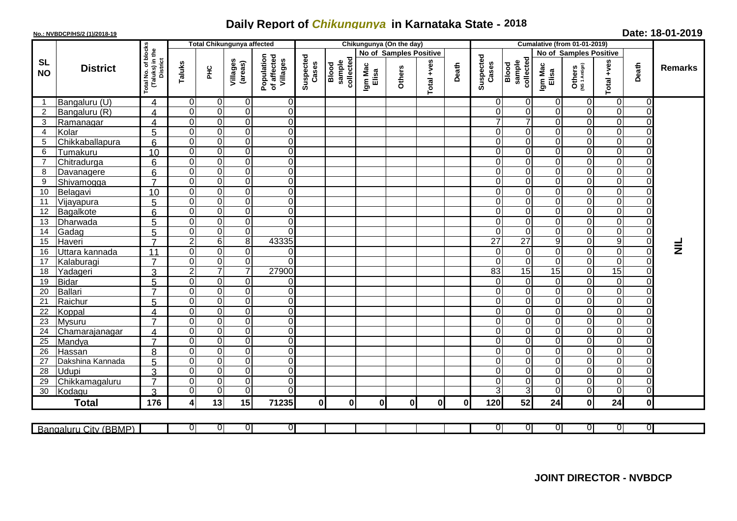# Daily Report of *Chikungunya* in Karnataka State - 2018

**No.: NVBDCP/HS/2 (1)/2018-19**

**Date: 18-01-2019**

| SL NO | District | Total No. of blocks (Taluks) in the District | Total Chikungunya affected | | | | Chikungunya (On the day) | | | | | | | Cumalative (from 01-01-2019) | | | | | | | Remarks |
|---|---|---|---|---|---|---|---|---|---|---|---|---|---|---|---|---|---|---|---|---|---|
| | | | Taluks | PHC | Villages (areas) | Population of affected Villages | Suspected Cases | Blood sample collected | No of Samples Positive | | | Death | Suspected Cases | Blood sample collected | No of Samples Positive | | | Death | |
| | | | | | | | | | Igm Mac Elisa | Others | Total +ves | | | | Igm Mac Elisa | Others (NS 1 Antign) | Total +ves | | |
| 1 | Bangaluru (U) | 4 | 0 | 0 | 0 | 0 | | | | | | | 0 | 0 | 0 | 0 | 0 | 0 | NIL |
| 2 | Bangaluru (R) | 4 | 0 | 0 | 0 | 0 | | | | | | | 0 | 0 | 0 | 0 | 0 | 0 | |
| 3 | Ramanagar | 4 | 0 | 0 | 0 | 0 | | | | | | | 7 | 7 | 0 | 0 | 0 | 0 | |
| 4 | Kolar | 5 | 0 | 0 | 0 | 0 | | | | | | | 0 | 0 | 0 | 0 | 0 | 0 | |
| 5 | Chikkaballapura | 6 | 0 | 0 | 0 | 0 | | | | | | | 0 | 0 | 0 | 0 | 0 | 0 | |
| 6 | Tumakuru | 10 | 0 | 0 | 0 | 0 | | | | | | | 0 | 0 | 0 | 0 | 0 | 0 | |
| 7 | Chitradurga | 6 | 0 | 0 | 0 | 0 | | | | | | | 0 | 0 | 0 | 0 | 0 | 0 | |
| 8 | Davanagere | 6 | 0 | 0 | 0 | 0 | | | | | | | 0 | 0 | 0 | 0 | 0 | 0 | |
| 9 | Shivamogga | 7 | 0 | 0 | 0 | 0 | | | | | | | 0 | 0 | 0 | 0 | 0 | 0 | |
| 10 | Belagavi | 10 | 0 | 0 | 0 | 0 | | | | | | | 0 | 0 | 0 | 0 | 0 | 0 | |
| 11 | Vijayapura | 5 | 0 | 0 | 0 | 0 | | | | | | | 0 | 0 | 0 | 0 | 0 | 0 | |
| 12 | Bagalkote | 6 | 0 | 0 | 0 | 0 | | | | | | | 0 | 0 | 0 | 0 | 0 | 0 | |
| 13 | Dharwada | 5 | 0 | 0 | 0 | 0 | | | | | | | 0 | 0 | 0 | 0 | 0 | 0 | |
| 14 | Gadag | 5 | 0 | 0 | 0 | 0 | | | | | | | 0 | 0 | 0 | 0 | 0 | 0 | |
| 15 | Haveri | 7 | 2 | 6 | 8 | 43335 | | | | | | | 27 | 27 | 9 | 0 | 9 | 0 | |
| 16 | Uttara kannada | 11 | 0 | 0 | 0 | 0 | | | | | | | 0 | 0 | 0 | 0 | 0 | 0 | |
| 17 | Kalaburagi | 7 | 0 | 0 | 0 | 0 | | | | | | | 0 | 0 | 0 | 0 | 0 | 0 | |
| 18 | Yadageri | 3 | 2 | 7 | 7 | 27900 | | | | | | | 83 | 15 | 15 | 0 | 15 | 0 | |
| 19 | Bidar | 5 | 0 | 0 | 0 | 0 | | | | | | | 0 | 0 | 0 | 0 | 0 | 0 | |
| 20 | Ballari | 7 | 0 | 0 | 0 | 0 | | | | | | | 0 | 0 | 0 | 0 | 0 | 0 | |
| 21 | Raichur | 5 | 0 | 0 | 0 | 0 | | | | | | | 0 | 0 | 0 | 0 | 0 | 0 | |
| 22 | Koppal | 4 | 0 | 0 | 0 | 0 | | | | | | | 0 | 0 | 0 | 0 | 0 | 0 | |
| 23 | Mysuru | 7 | 0 | 0 | 0 | 0 | | | | | | | 0 | 0 | 0 | 0 | 0 | 0 | |
| 24 | Chamarajanagar | 4 | 0 | 0 | 0 | 0 | | | | | | | 0 | 0 | 0 | 0 | 0 | 0 | |
| 25 | Mandya | 7 | 0 | 0 | 0 | 0 | | | | | | | 0 | 0 | 0 | 0 | 0 | 0 | |
| 26 | Hassan | 8 | 0 | 0 | 0 | 0 | | | | | | | 0 | 0 | 0 | 0 | 0 | 0 | |
| 27 | Dakshina Kannada | 5 | 0 | 0 | 0 | 0 | | | | | | | 0 | 0 | 0 | 0 | 0 | 0 | |
| 28 | Udupi | 3 | 0 | 0 | 0 | 0 | | | | | | | 0 | 0 | 0 | 0 | 0 | 0 | |
| 29 | Chikkamagaluru | 7 | 0 | 0 | 0 | 0 | | | | | | | 0 | 0 | 0 | 0 | 0 | 0 | |
| 30 | Kodagu | 3 | 0 | 0 | 0 | 0 | | | | | | | 3 | 3 | 0 | 0 | 0 | 0 | |
| | **Total** | **176** | **4** | **13** | **15** | **71235** | **0** | **0** | **0** | **0** | **0** | **0** | **120** | **52** | **24** | **0** | **24** | **0** | |

| | | | | | | | | | | | | | | | | | | | |
|---|---|---|---|---|---|---|---|---|---|---|---|---|---|---|---|---|---|---|---|
| Bangaluru City (BBMP) | | 0 | 0 | 0 | 0 | | | | | | | 0 | 0 | 0 | 0 | 0 | 0 | |

**JOINT DIRECTOR - NVBDCP**